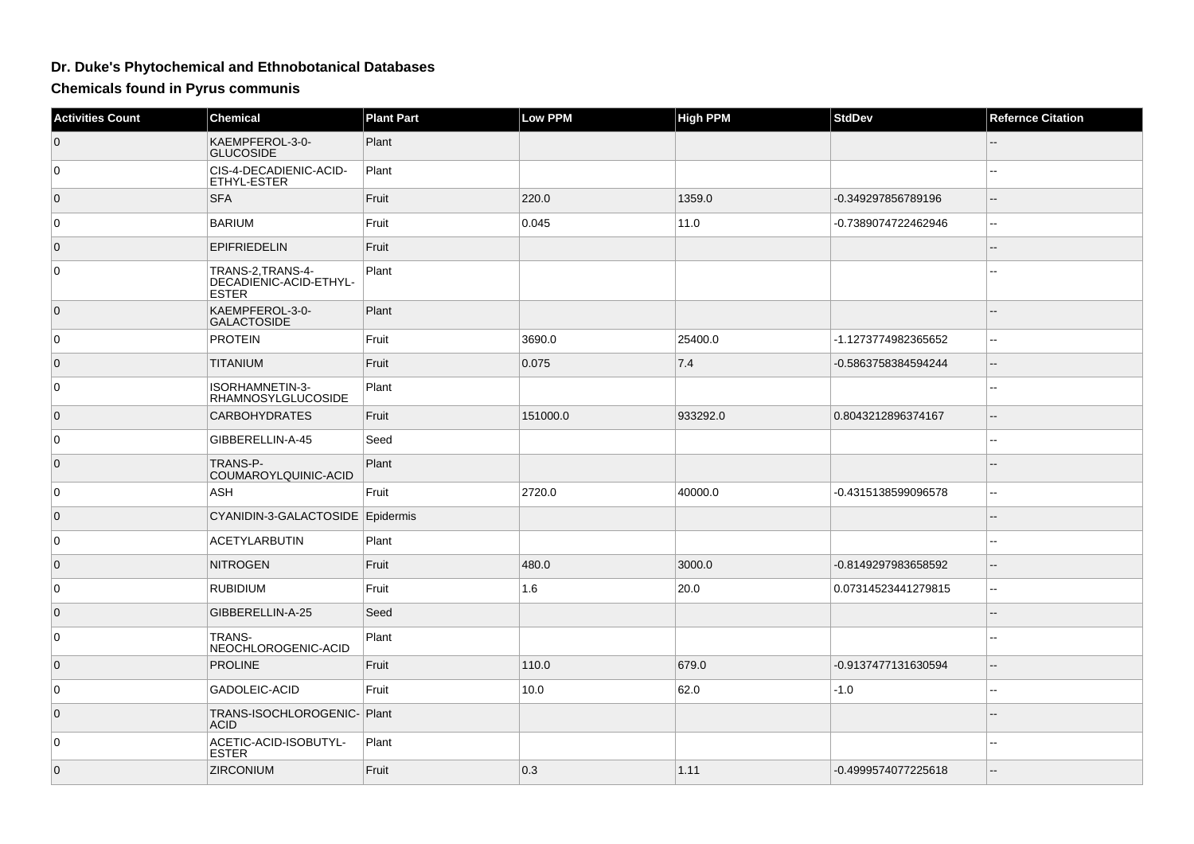# Dr. Duke's Phytochemical and Ethnobotanical Databases

## Chemicals found in Pyrus communis

| Activities Count | Chemical | Plant Part | Low PPM | High PPM | StdDev | Refernce Citation |
|---|---|---|---|---|---|---|
| 0 | KAEMPFEROL-3-0-GLUCOSIDE | Plant | | | | -- |
| 0 | CIS-4-DECADIENIC-ACID-ETHYL-ESTER | Plant | | | | -- |
| 0 | SFA | Fruit | 220.0 | 1359.0 | -0.349297856789196 | -- |
| 0 | BARIUM | Fruit | 0.045 | 11.0 | -0.7389074722462946 | -- |
| 0 | EPIFRIEDELIN | Fruit | | | | -- |
| 0 | TRANS-2,TRANS-4-DECADIENIC-ACID-ETHYL-ESTER | Plant | | | | -- |
| 0 | KAEMPFEROL-3-0-GALACTOSIDE | Plant | | | | -- |
| 0 | PROTEIN | Fruit | 3690.0 | 25400.0 | -1.1273774982365652 | -- |
| 0 | TITANIUM | Fruit | 0.075 | 7.4 | -0.5863758384594244 | -- |
| 0 | ISORHAMNETIN-3-RHAMNOSYLGLUCOSIDE | Plant | | | | -- |
| 0 | CARBOHYDRATES | Fruit | 151000.0 | 933292.0 | 0.8043212896374167 | -- |
| 0 | GIBBERELLIN-A-45 | Seed | | | | -- |
| 0 | TRANS-P-COUMAROYLQUINIC-ACID | Plant | | | | -- |
| 0 | ASH | Fruit | 2720.0 | 40000.0 | -0.4315138599096578 | -- |
| 0 | CYANIDIN-3-GALACTOSIDE | Epidermis | | | | -- |
| 0 | ACETYLARBUTIN | Plant | | | | -- |
| 0 | NITROGEN | Fruit | 480.0 | 3000.0 | -0.8149297983658592 | -- |
| 0 | RUBIDIUM | Fruit | 1.6 | 20.0 | 0.07314523441279815 | -- |
| 0 | GIBBERELLIN-A-25 | Seed | | | | -- |
| 0 | TRANS-NEOCHLOROGENIC-ACID | Plant | | | | -- |
| 0 | PROLINE | Fruit | 110.0 | 679.0 | -0.9137477131630594 | -- |
| 0 | GADOLEIC-ACID | Fruit | 10.0 | 62.0 | -1.0 | -- |
| 0 | TRANS-ISOCHLOROGENIC-ACID | Plant | | | | -- |
| 0 | ACETIC-ACID-ISOBUTYL-ESTER | Plant | | | | -- |
| 0 | ZIRCONIUM | Fruit | 0.3 | 1.11 | -0.4999574077225618 | -- |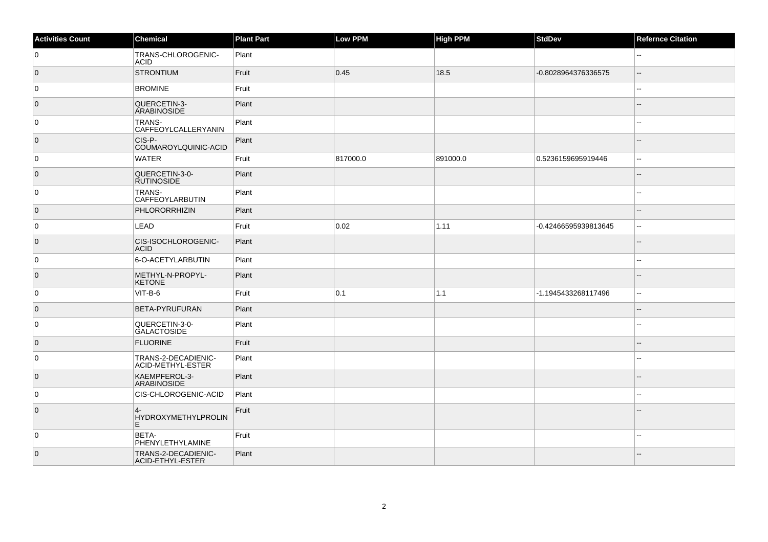| Activities Count | Chemical | Plant Part | Low PPM | High PPM | StdDev | Refernce Citation |
|---|---|---|---|---|---|---|
| 0 | TRANS-CHLOROGENIC-ACID | Plant | | | | -- |
| 0 | STRONTIUM | Fruit | 0.45 | 18.5 | -0.8028964376336575 | -- |
| 0 | BROMINE | Fruit | | | | -- |
| 0 | QUERCETIN-3-ARABINOSIDE | Plant | | | | -- |
| 0 | TRANS-CAFFEOYLCALLERYANIN | Plant | | | | -- |
| 0 | CIS-P-COUMAROYLQUINIC-ACID | Plant | | | | -- |
| 0 | WATER | Fruit | 817000.0 | 891000.0 | 0.5236159695919446 | -- |
| 0 | QUERCETIN-3-0-RUTINOSIDE | Plant | | | | -- |
| 0 | TRANS-CAFFEOYLARBUTIN | Plant | | | | -- |
| 0 | PHLORORRHIZIN | Plant | | | | -- |
| 0 | LEAD | Fruit | 0.02 | 1.11 | -0.42466595939813645 | -- |
| 0 | CIS-ISOCHLOROGENIC-ACID | Plant | | | | -- |
| 0 | 6-O-ACETYLARBUTIN | Plant | | | | -- |
| 0 | METHYL-N-PROPYL-KETONE | Plant | | | | -- |
| 0 | VIT-B-6 | Fruit | 0.1 | 1.1 | -1.1945433268117496 | -- |
| 0 | BETA-PYRUFURAN | Plant | | | | -- |
| 0 | QUERCETIN-3-0-GALACTOSIDE | Plant | | | | -- |
| 0 | FLUORINE | Fruit | | | | -- |
| 0 | TRANS-2-DECADIENIC-ACID-METHYL-ESTER | Plant | | | | -- |
| 0 | KAEMPFEROL-3-ARABINOSIDE | Plant | | | | -- |
| 0 | CIS-CHLOROGENIC-ACID | Plant | | | | -- |
| 0 | 4-HYDROXYMETHYLPROLINE | Fruit | | | | -- |
| 0 | BETA-PHENYLETHYLAMINE | Fruit | | | | -- |
| 0 | TRANS-2-DECADIENIC-ACID-ETHYL-ESTER | Plant | | | | -- |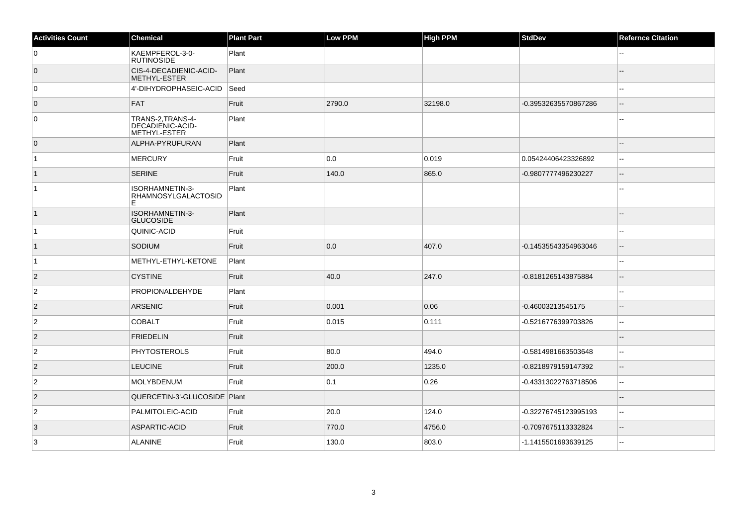| Activities Count | Chemical | Plant Part | Low PPM | High PPM | StdDev | Refernce Citation |
| --- | --- | --- | --- | --- | --- | --- |
| 0 | KAEMPFEROL-3-0-RUTINOSIDE | Plant | | | | -- |
| 0 | CIS-4-DECADIENIC-ACID-METHYL-ESTER | Plant | | | | -- |
| 0 | 4'-DIHYDROPHASEIC-ACID | Seed | | | | -- |
| 0 | FAT | Fruit | 2790.0 | 32198.0 | -0.39532635570867286 | -- |
| 0 | TRANS-2,TRANS-4-DECADIENIC-ACID-METHYL-ESTER | Plant | | | | -- |
| 0 | ALPHA-PYRUFURAN | Plant | | | | -- |
| 1 | MERCURY | Fruit | 0.0 | 0.019 | 0.05424406423326892 | -- |
| 1 | SERINE | Fruit | 140.0 | 865.0 | -0.9807777496230227 | -- |
| 1 | ISORHAMNETIN-3-RHAMNOSYLGALACTOSIDE | Plant | | | | -- |
| 1 | ISORHAMNETIN-3-GLUCOSIDE | Plant | | | | -- |
| 1 | QUINIC-ACID | Fruit | | | | -- |
| 1 | SODIUM | Fruit | 0.0 | 407.0 | -0.14535543354963046 | -- |
| 1 | METHYL-ETHYL-KETONE | Plant | | | | -- |
| 2 | CYSTINE | Fruit | 40.0 | 247.0 | -0.8181265143875884 | -- |
| 2 | PROPIONALDEHYDE | Plant | | | | -- |
| 2 | ARSENIC | Fruit | 0.001 | 0.06 | -0.46003213545175 | -- |
| 2 | COBALT | Fruit | 0.015 | 0.111 | -0.5216776399703826 | -- |
| 2 | FRIEDELIN | Fruit | | | | -- |
| 2 | PHYTOSTEROLS | Fruit | 80.0 | 494.0 | -0.5814981663503648 | -- |
| 2 | LEUCINE | Fruit | 200.0 | 1235.0 | -0.8218979159147392 | -- |
| 2 | MOLYBDENUM | Fruit | 0.1 | 0.26 | -0.43313022763718506 | -- |
| 2 | QUERCETIN-3'-GLUCOSIDE | Plant | | | | -- |
| 2 | PALMITOLEIC-ACID | Fruit | 20.0 | 124.0 | -0.32276745123995193 | -- |
| 3 | ASPARTIC-ACID | Fruit | 770.0 | 4756.0 | -0.7097675113332824 | -- |
| 3 | ALANINE | Fruit | 130.0 | 803.0 | -1.1415501693639125 | -- |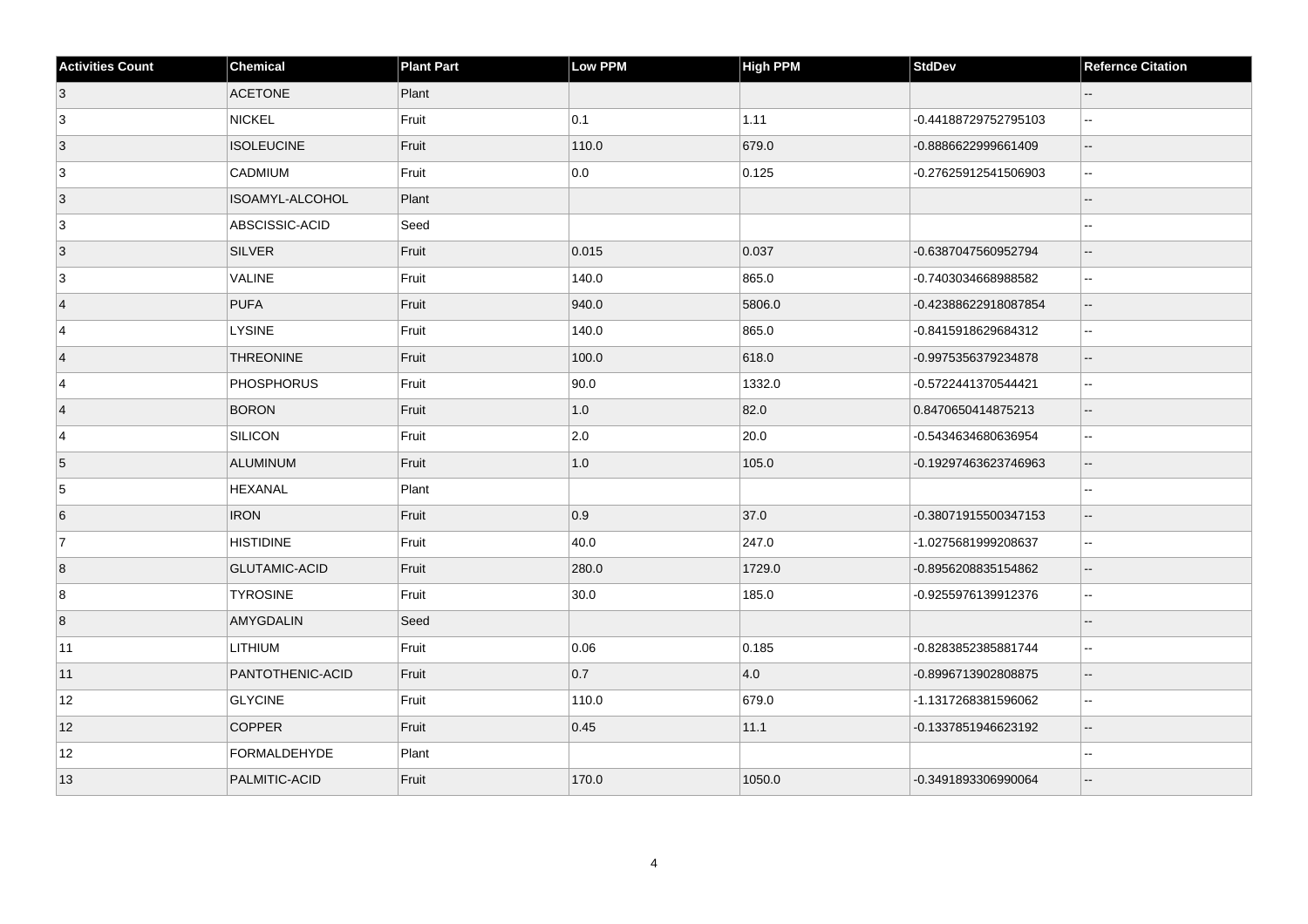| Activities Count | Chemical | Plant Part | Low PPM | High PPM | StdDev | Refernce Citation |
|---|---|---|---|---|---|---|
| 3 | ACETONE | Plant | | | | -- |
| 3 | NICKEL | Fruit | 0.1 | 1.11 | -0.44188729752795103 | -- |
| 3 | ISOLEUCINE | Fruit | 110.0 | 679.0 | -0.8886622999661409 | -- |
| 3 | CADMIUM | Fruit | 0.0 | 0.125 | -0.27625912541506903 | -- |
| 3 | ISOAMYL-ALCOHOL | Plant | | | | -- |
| 3 | ABSCISSIC-ACID | Seed | | | | -- |
| 3 | SILVER | Fruit | 0.015 | 0.037 | -0.6387047560952794 | -- |
| 3 | VALINE | Fruit | 140.0 | 865.0 | -0.7403034668988582 | -- |
| 4 | PUFA | Fruit | 940.0 | 5806.0 | -0.42388622918087854 | -- |
| 4 | LYSINE | Fruit | 140.0 | 865.0 | -0.8415918629684312 | -- |
| 4 | THREONINE | Fruit | 100.0 | 618.0 | -0.9975356379234878 | -- |
| 4 | PHOSPHORUS | Fruit | 90.0 | 1332.0 | -0.5722441370544421 | -- |
| 4 | BORON | Fruit | 1.0 | 82.0 | 0.8470650414875213 | -- |
| 4 | SILICON | Fruit | 2.0 | 20.0 | -0.5434634680636954 | -- |
| 5 | ALUMINUM | Fruit | 1.0 | 105.0 | -0.19297463623746963 | -- |
| 5 | HEXANAL | Plant | | | | -- |
| 6 | IRON | Fruit | 0.9 | 37.0 | -0.38071915500347153 | -- |
| 7 | HISTIDINE | Fruit | 40.0 | 247.0 | -1.0275681999208637 | -- |
| 8 | GLUTAMIC-ACID | Fruit | 280.0 | 1729.0 | -0.8956208835154862 | -- |
| 8 | TYROSINE | Fruit | 30.0 | 185.0 | -0.9255976139912376 | -- |
| 8 | AMYGDALIN | Seed | | | | -- |
| 11 | LITHIUM | Fruit | 0.06 | 0.185 | -0.8283852385881744 | -- |
| 11 | PANTOTHENIC-ACID | Fruit | 0.7 | 4.0 | -0.8996713902808875 | -- |
| 12 | GLYCINE | Fruit | 110.0 | 679.0 | -1.1317268381596062 | -- |
| 12 | COPPER | Fruit | 0.45 | 11.1 | -0.1337851946623192 | -- |
| 12 | FORMALDEHYDE | Plant | | | | -- |
| 13 | PALMITIC-ACID | Fruit | 170.0 | 1050.0 | -0.3491893306990064 | -- |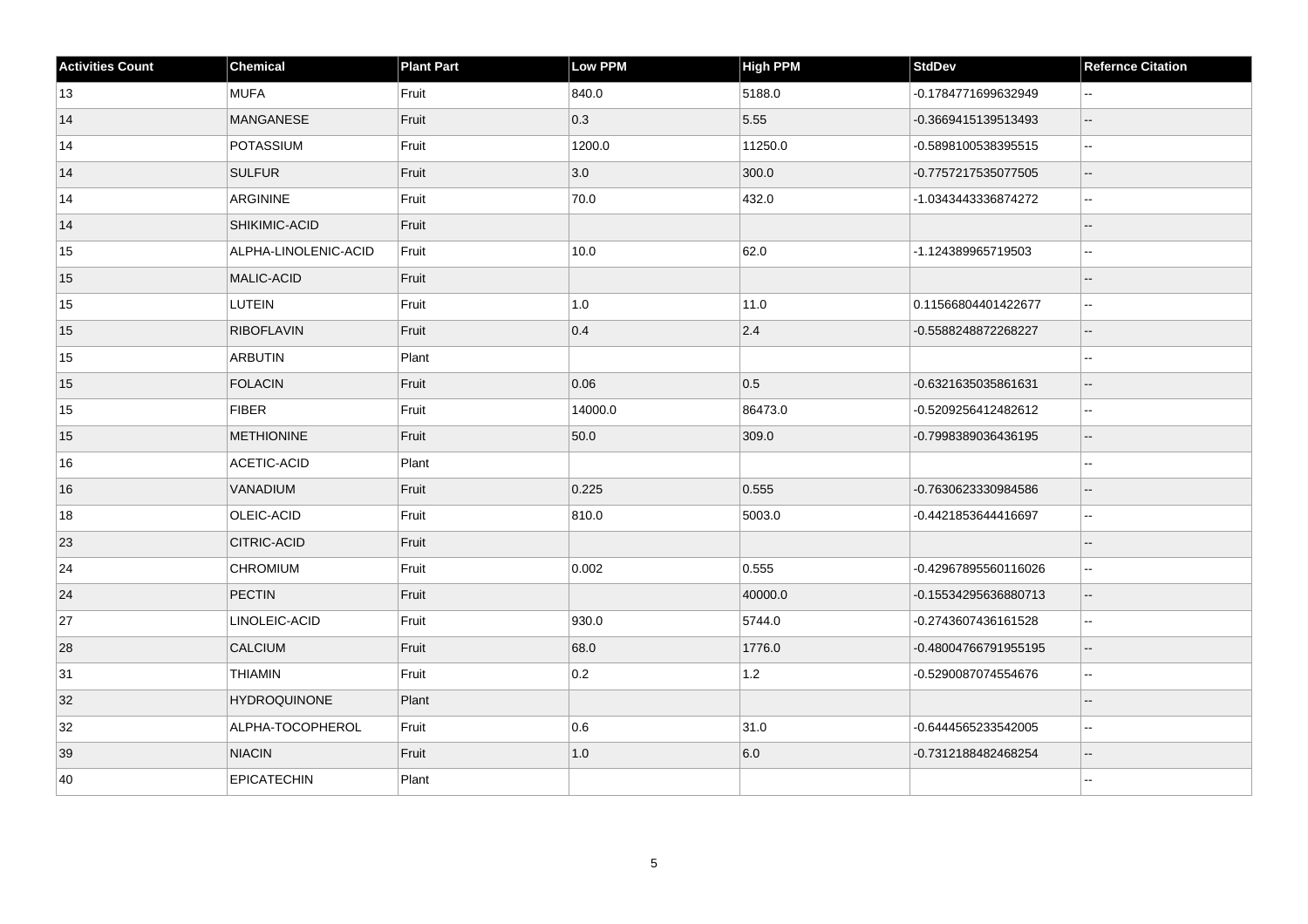| Activities Count | Chemical | Plant Part | Low PPM | High PPM | StdDev | Refernce Citation |
|---|---|---|---|---|---|---|
| 13 | MUFA | Fruit | 840.0 | 5188.0 | -0.1784771699632949 | -- |
| 14 | MANGANESE | Fruit | 0.3 | 5.55 | -0.3669415139513493 | -- |
| 14 | POTASSIUM | Fruit | 1200.0 | 11250.0 | -0.5898100538395515 | -- |
| 14 | SULFUR | Fruit | 3.0 | 300.0 | -0.7757217535077505 | -- |
| 14 | ARGININE | Fruit | 70.0 | 432.0 | -1.0343443336874272 | -- |
| 14 | SHIKIMIC-ACID | Fruit | | | | -- |
| 15 | ALPHA-LINOLENIC-ACID | Fruit | 10.0 | 62.0 | -1.124389965719503 | -- |
| 15 | MALIC-ACID | Fruit | | | | -- |
| 15 | LUTEIN | Fruit | 1.0 | 11.0 | 0.11566804401422677 | -- |
| 15 | RIBOFLAVIN | Fruit | 0.4 | 2.4 | -0.5588248872268227 | -- |
| 15 | ARBUTIN | Plant | | | | -- |
| 15 | FOLACIN | Fruit | 0.06 | 0.5 | -0.6321635035861631 | -- |
| 15 | FIBER | Fruit | 14000.0 | 86473.0 | -0.5209256412482612 | -- |
| 15 | METHIONINE | Fruit | 50.0 | 309.0 | -0.7998389036436195 | -- |
| 16 | ACETIC-ACID | Plant | | | | -- |
| 16 | VANADIUM | Fruit | 0.225 | 0.555 | -0.7630623330984586 | -- |
| 18 | OLEIC-ACID | Fruit | 810.0 | 5003.0 | -0.4421853644416697 | -- |
| 23 | CITRIC-ACID | Fruit | | | | -- |
| 24 | CHROMIUM | Fruit | 0.002 | 0.555 | -0.42967895560116026 | -- |
| 24 | PECTIN | Fruit | | 40000.0 | -0.15534295636880713 | -- |
| 27 | LINOLEIC-ACID | Fruit | 930.0 | 5744.0 | -0.2743607436161528 | -- |
| 28 | CALCIUM | Fruit | 68.0 | 1776.0 | -0.48004766791955195 | -- |
| 31 | THIAMIN | Fruit | 0.2 | 1.2 | -0.5290087074554676 | -- |
| 32 | HYDROQUINONE | Plant | | | | -- |
| 32 | ALPHA-TOCOPHEROL | Fruit | 0.6 | 31.0 | -0.6444565233542005 | -- |
| 39 | NIACIN | Fruit | 1.0 | 6.0 | -0.7312188482468254 | -- |
| 40 | EPICATECHIN | Plant | | | | -- |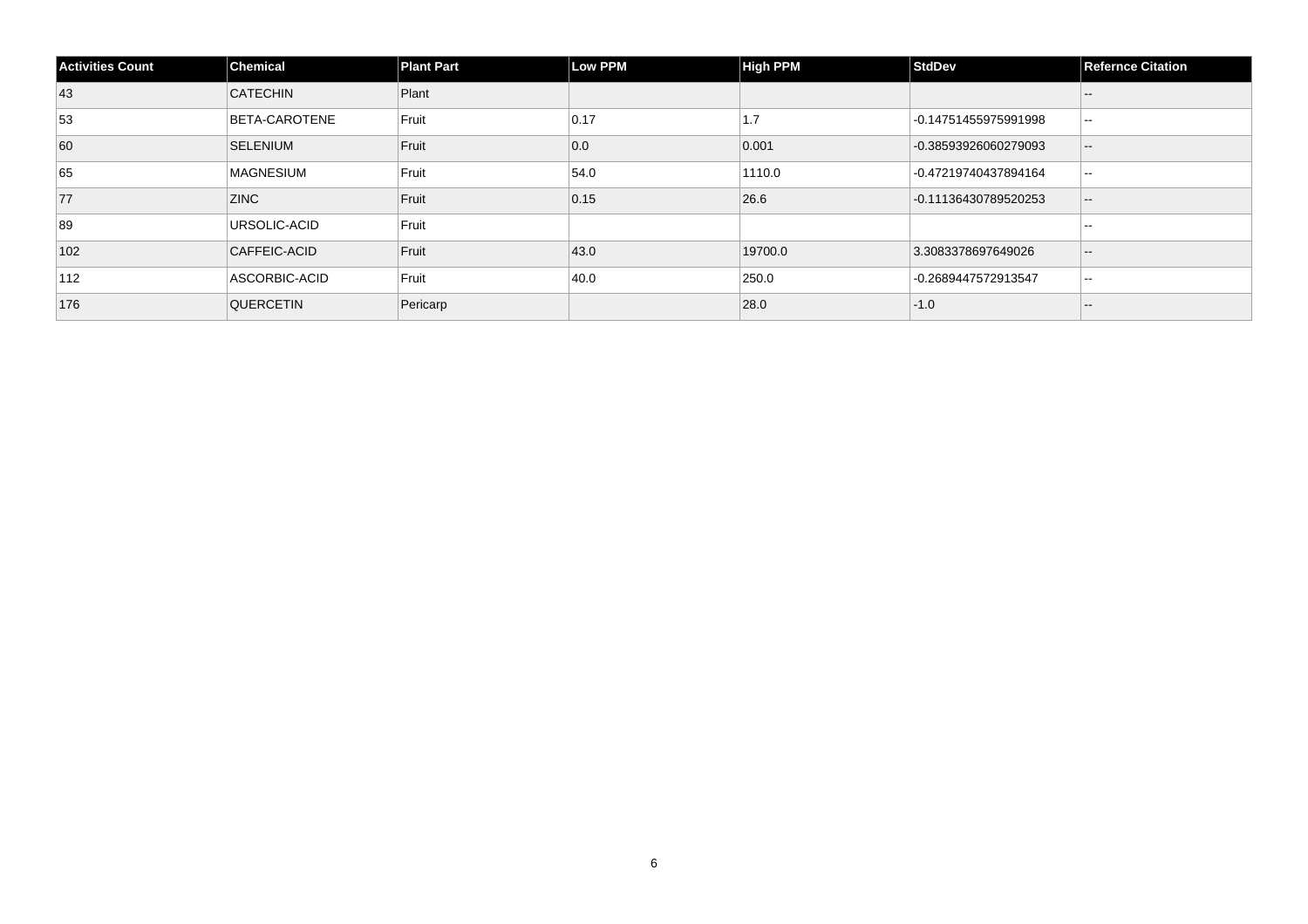| Activities Count | Chemical | Plant Part | Low PPM | High PPM | StdDev | Refernce Citation |
|---|---|---|---|---|---|---|
| 43 | CATECHIN | Plant | | | | -- |
| 53 | BETA-CAROTENE | Fruit | 0.17 | 1.7 | -0.14751455975991998 | -- |
| 60 | SELENIUM | Fruit | 0.0 | 0.001 | -0.38593926060279093 | -- |
| 65 | MAGNESIUM | Fruit | 54.0 | 1110.0 | -0.47219740437894164 | -- |
| 77 | ZINC | Fruit | 0.15 | 26.6 | -0.11136430789520253 | -- |
| 89 | URSOLIC-ACID | Fruit | | | | -- |
| 102 | CAFFEIC-ACID | Fruit | 43.0 | 19700.0 | 3.3083378697649026 | -- |
| 112 | ASCORBIC-ACID | Fruit | 40.0 | 250.0 | -0.2689447572913547 | -- |
| 176 | QUERCETIN | Pericarp | | 28.0 | -1.0 | -- |